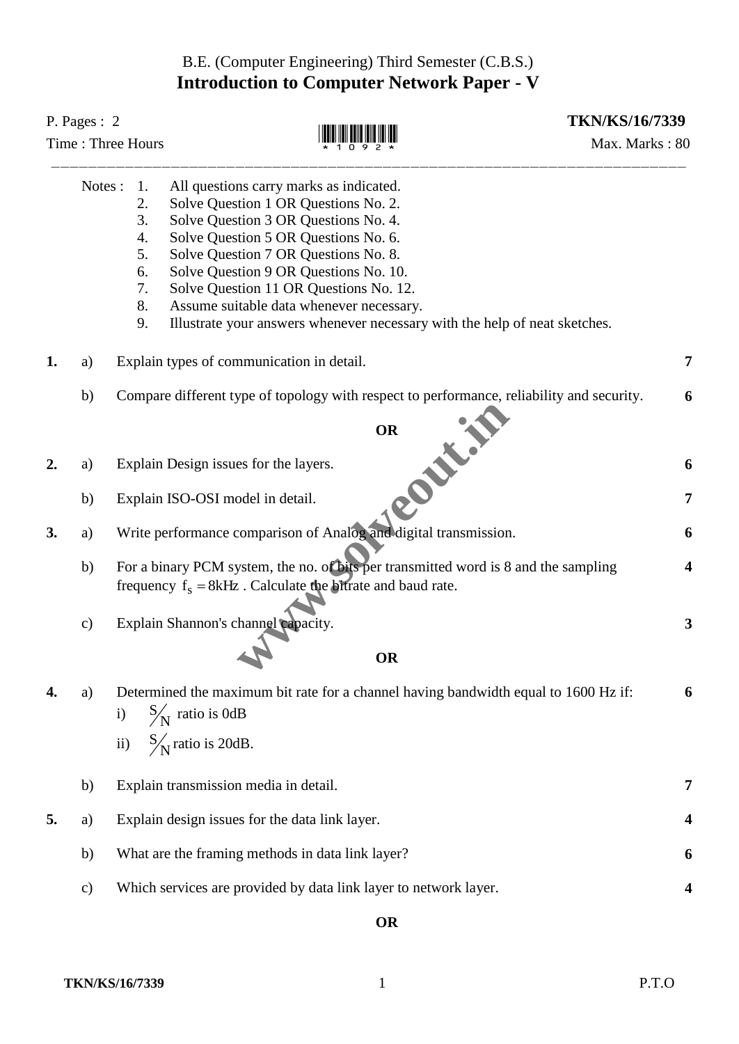B.E. (Computer Engineering) Third Semester (C.B.S.)

# Introduction to Computer Network Paper - V

P. Pages : 2 **TKN/KS/16/7339**

Time : Three Hours Max. Marks : 80

---

Notes :
1. All questions carry marks as indicated.
2. Solve Question 1 OR Questions No. 2.
3. Solve Question 3 OR Questions No. 4.
4. Solve Question 5 OR Questions No. 6.
5. Solve Question 7 OR Questions No. 8.
6. Solve Question 9 OR Questions No. 10.
7. Solve Question 11 OR Questions No. 12.
8. Assume suitable data whenever necessary.
9. Illustrate your answers whenever necessary with the help of neat sketches.

**1.** a) Explain types of communication in detail. **7**

b) Compare different type of topology with respect to performance, reliability and security. **6**

**OR**

**2.** a) Explain Design issues for the layers. **6**

b) Explain ISO-OSI model in detail. **7**

**3.** a) Write performance comparison of Analog and digital transmission. **6**

b) For a binary PCM system, the no. of bits per transmitted word is 8 and the sampling frequency $f_s = 8kHz$. Calculate the bitrate and baud rate. **4**

c) Explain Shannon's channel capacity. **3**

**OR**

**4.** a) Determined the maximum bit rate for a channel having bandwidth equal to 1600 Hz if: **6**

i) $S/N$ ratio is 0dB

ii) $S/N$ ratio is 20dB.

b) Explain transmission media in detail. **7**

**5.** a) Explain design issues for the data link layer. **4**

b) What are the framing methods in data link layer? **6**

c) Which services are provided by data link layer to network layer. **4**

**OR**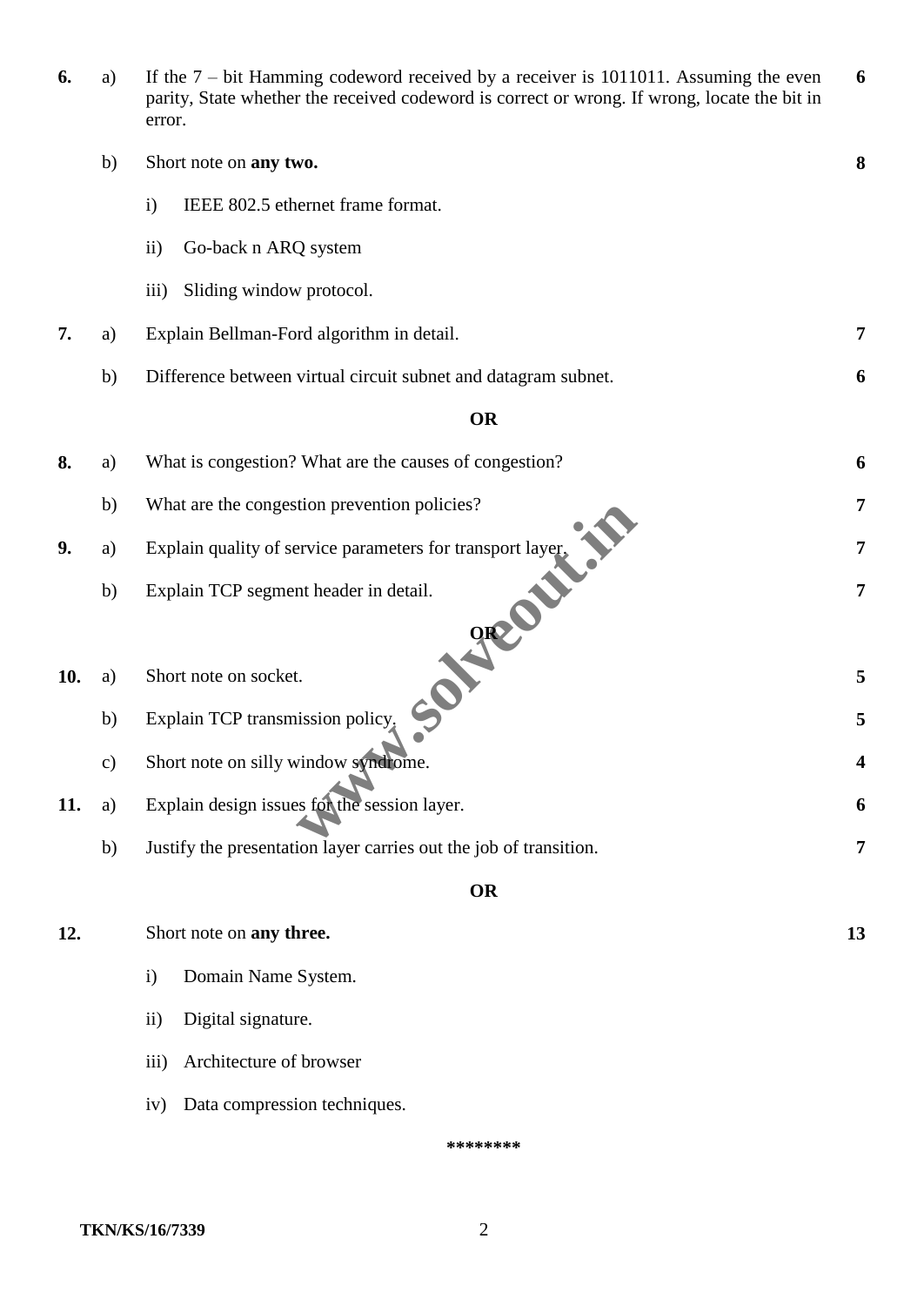6. a) If the 7 – bit Hamming codeword received by a receiver is 1011011. Assuming the even parity, State whether the received codeword is correct or wrong. If wrong, locate the bit in error. **6**

   b) Short note on **any two.** **8**

   i) IEEE 802.5 ethernet frame format.

   ii) Go-back n ARQ system

   iii) Sliding window protocol.

7. a) Explain Bellman-Ford algorithm in detail. **7**

   b) Difference between virtual circuit subnet and datagram subnet. **6**

**OR**

8. a) What is congestion? What are the causes of congestion? **6**

   b) What are the congestion prevention policies? **7**

9. a) Explain quality of service parameters for transport layer. **7**

   b) Explain TCP segment header in detail. **7**

**OR**

10. a) Short note on socket. **5**

    b) Explain TCP transmission policy. **5**

    c) Short note on silly window syndrome. **4**

11. a) Explain design issues for the session layer. **6**

    b) Justify the presentation layer carries out the job of transition. **7**

**OR**

12. Short note on **any three.** **13**

    i) Domain Name System.

    ii) Digital signature.

    iii) Architecture of browser

    iv) Data compression techniques.

********